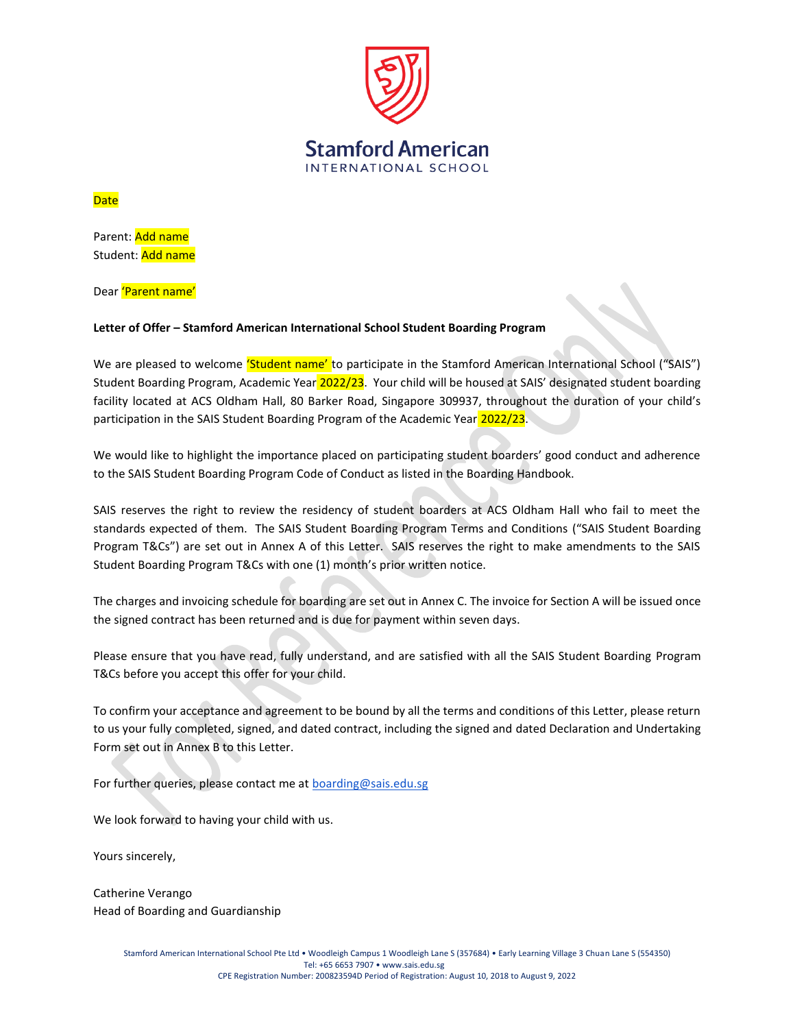Stamford American
INTERNATIONAL SCHOOL

Date

Parent: Add name
Student: Add name

Dear 'Parent name'

**Letter of Offer – Stamford American International School Student Boarding Program**

We are pleased to welcome 'Student name' to participate in the Stamford American International School ("SAIS") Student Boarding Program, Academic Year 2022/23. Your child will be housed at SAIS' designated student boarding facility located at ACS Oldham Hall, 80 Barker Road, Singapore 309937, throughout the duration of your child's participation in the SAIS Student Boarding Program of the Academic Year 2022/23.

We would like to highlight the importance placed on participating student boarders' good conduct and adherence to the SAIS Student Boarding Program Code of Conduct as listed in the Boarding Handbook.

SAIS reserves the right to review the residency of student boarders at ACS Oldham Hall who fail to meet the standards expected of them. The SAIS Student Boarding Program Terms and Conditions ("SAIS Student Boarding Program T&Cs") are set out in Annex A of this Letter. SAIS reserves the right to make amendments to the SAIS Student Boarding Program T&Cs with one (1) month's prior written notice.

The charges and invoicing schedule for boarding are set out in Annex C. The invoice for Section A will be issued once the signed contract has been returned and is due for payment within seven days.

Please ensure that you have read, fully understand, and are satisfied with all the SAIS Student Boarding Program T&Cs before you accept this offer for your child.

To confirm your acceptance and agreement to be bound by all the terms and conditions of this Letter, please return to us your fully completed, signed, and dated contract, including the signed and dated Declaration and Undertaking Form set out in Annex B to this Letter.

For further queries, please contact me at boarding@sais.edu.sg

We look forward to having your child with us.

Yours sincerely,

Catherine Verango
Head of Boarding and Guardianship

Stamford American International School Pte Ltd • Woodleigh Campus 1 Woodleigh Lane S (357684) • Early Learning Village 3 Chuan Lane S (554350)
Tel: +65 6653 7907 • www.sais.edu.sg
CPE Registration Number: 200823594D Period of Registration: August 10, 2018 to August 9, 2022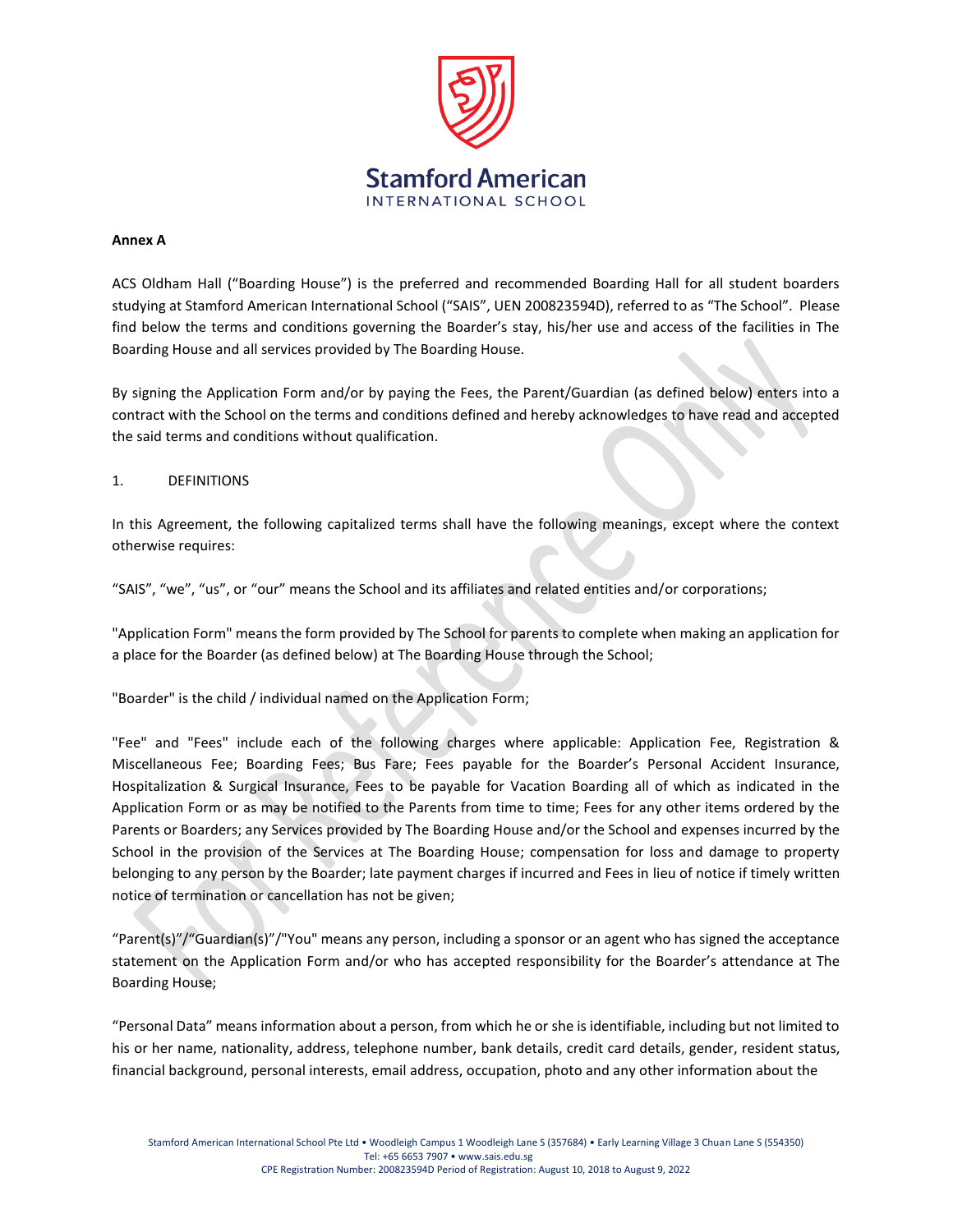**Annex A**

ACS Oldham Hall ("Boarding House") is the preferred and recommended Boarding Hall for all student boarders studying at Stamford American International School ("SAIS", UEN 200823594D), referred to as "The School". Please find below the terms and conditions governing the Boarder's stay, his/her use and access of the facilities in The Boarding House and all services provided by The Boarding House.

By signing the Application Form and/or by paying the Fees, the Parent/Guardian (as defined below) enters into a contract with the School on the terms and conditions defined and hereby acknowledges to have read and accepted the said terms and conditions without qualification.

1. DEFINITIONS

In this Agreement, the following capitalized terms shall have the following meanings, except where the context otherwise requires:

"SAIS", "we", "us", or "our" means the School and its affiliates and related entities and/or corporations;

"Application Form" means the form provided by The School for parents to complete when making an application for a place for the Boarder (as defined below) at The Boarding House through the School;

"Boarder" is the child / individual named on the Application Form;

"Fee" and "Fees" include each of the following charges where applicable: Application Fee, Registration & Miscellaneous Fee; Boarding Fees; Bus Fare; Fees payable for the Boarder's Personal Accident Insurance, Hospitalization & Surgical Insurance, Fees to be payable for Vacation Boarding all of which as indicated in the Application Form or as may be notified to the Parents from time to time; Fees for any other items ordered by the Parents or Boarders; any Services provided by The Boarding House and/or the School and expenses incurred by the School in the provision of the Services at The Boarding House; compensation for loss and damage to property belonging to any person by the Boarder; late payment charges if incurred and Fees in lieu of notice if timely written notice of termination or cancellation has not be given;

"Parent(s)"/"Guardian(s)"/"You" means any person, including a sponsor or an agent who has signed the acceptance statement on the Application Form and/or who has accepted responsibility for the Boarder's attendance at The Boarding House;

"Personal Data" means information about a person, from which he or she is identifiable, including but not limited to his or her name, nationality, address, telephone number, bank details, credit card details, gender, resident status, financial background, personal interests, email address, occupation, photo and any other information about the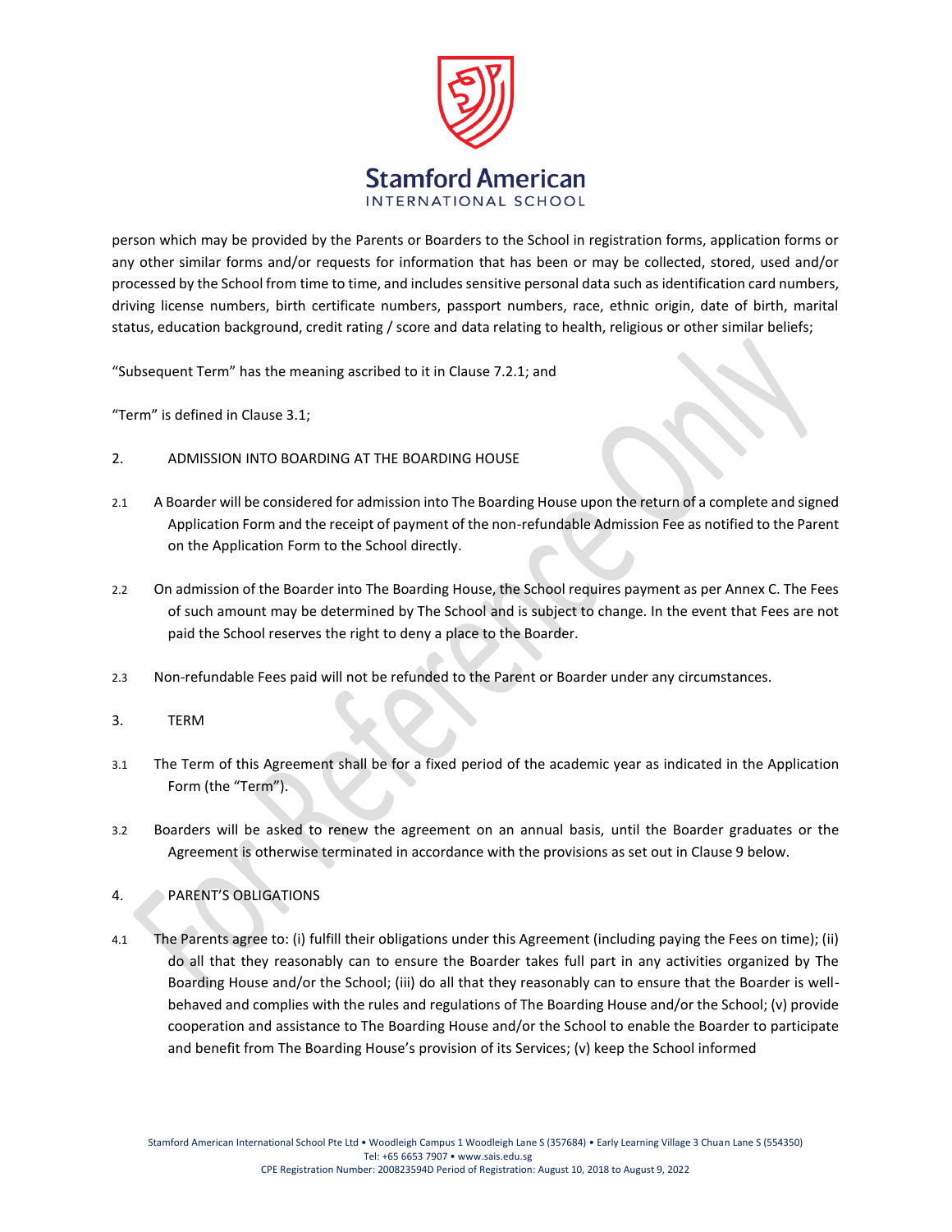person which may be provided by the Parents or Boarders to the School in registration forms, application forms or any other similar forms and/or requests for information that has been or may be collected, stored, used and/or processed by the School from time to time, and includes sensitive personal data such as identification card numbers, driving license numbers, birth certificate numbers, passport numbers, race, ethnic origin, date of birth, marital status, education background, credit rating / score and data relating to health, religious or other similar beliefs;

"Subsequent Term" has the meaning ascribed to it in Clause 7.2.1; and

"Term" is defined in Clause 3.1;

2. ADMISSION INTO BOARDING AT THE BOARDING HOUSE

2.1 A Boarder will be considered for admission into The Boarding House upon the return of a complete and signed Application Form and the receipt of payment of the non-refundable Admission Fee as notified to the Parent on the Application Form to the School directly.

2.2 On admission of the Boarder into The Boarding House, the School requires payment as per Annex C. The Fees of such amount may be determined by The School and is subject to change. In the event that Fees are not paid the School reserves the right to deny a place to the Boarder.

2.3 Non-refundable Fees paid will not be refunded to the Parent or Boarder under any circumstances.

3. TERM

3.1 The Term of this Agreement shall be for a fixed period of the academic year as indicated in the Application Form (the "Term").

3.2 Boarders will be asked to renew the agreement on an annual basis, until the Boarder graduates or the Agreement is otherwise terminated in accordance with the provisions as set out in Clause 9 below.

4. PARENT'S OBLIGATIONS

4.1 The Parents agree to: (i) fulfill their obligations under this Agreement (including paying the Fees on time); (ii) do all that they reasonably can to ensure the Boarder takes full part in any activities organized by The Boarding House and/or the School; (iii) do all that they reasonably can to ensure that the Boarder is well-behaved and complies with the rules and regulations of The Boarding House and/or the School; (v) provide cooperation and assistance to The Boarding House and/or the School to enable the Boarder to participate and benefit from The Boarding House's provision of its Services; (v) keep the School informed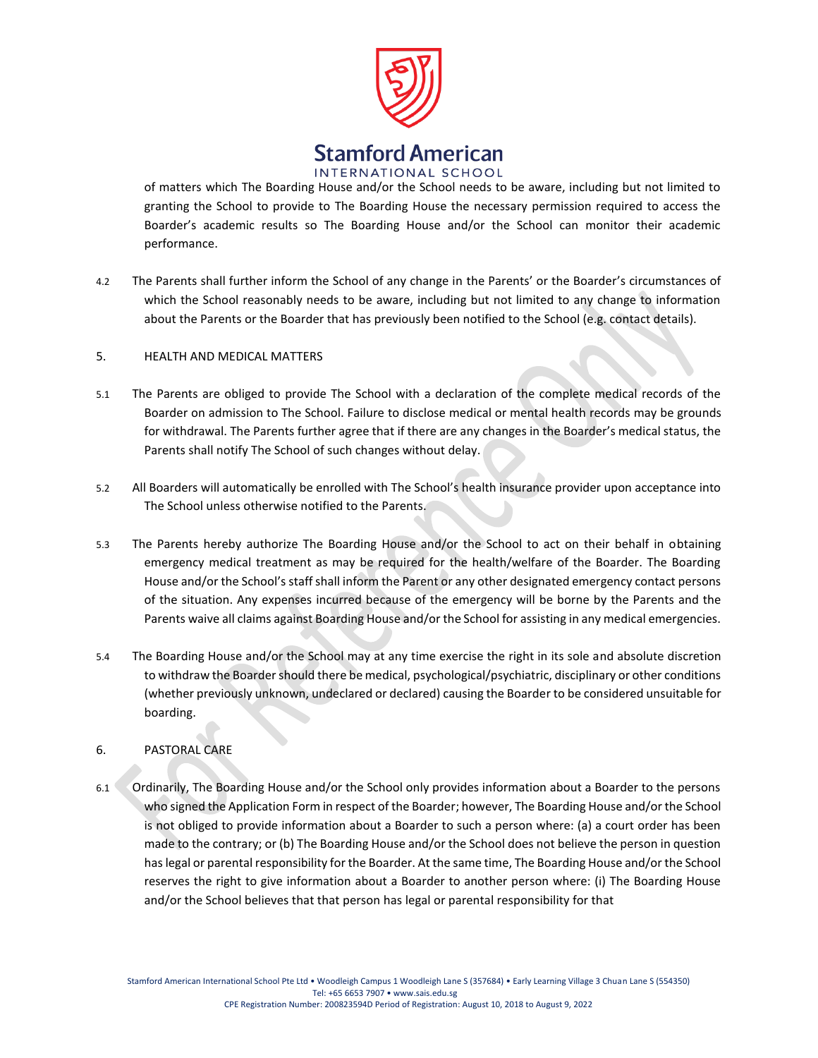of matters which The Boarding House and/or the School needs to be aware, including but not limited to granting the School to provide to The Boarding House the necessary permission required to access the Boarder's academic results so The Boarding House and/or the School can monitor their academic performance.

4.2 The Parents shall further inform the School of any change in the Parents' or the Boarder's circumstances of which the School reasonably needs to be aware, including but not limited to any change to information about the Parents or the Boarder that has previously been notified to the School (e.g. contact details).

## 5. HEALTH AND MEDICAL MATTERS

5.1 The Parents are obliged to provide The School with a declaration of the complete medical records of the Boarder on admission to The School. Failure to disclose medical or mental health records may be grounds for withdrawal. The Parents further agree that if there are any changes in the Boarder's medical status, the Parents shall notify The School of such changes without delay.

5.2 All Boarders will automatically be enrolled with The School's health insurance provider upon acceptance into The School unless otherwise notified to the Parents.

5.3 The Parents hereby authorize The Boarding House and/or the School to act on their behalf in obtaining emergency medical treatment as may be required for the health/welfare of the Boarder. The Boarding House and/or the School's staff shall inform the Parent or any other designated emergency contact persons of the situation. Any expenses incurred because of the emergency will be borne by the Parents and the Parents waive all claims against Boarding House and/or the School for assisting in any medical emergencies.

5.4 The Boarding House and/or the School may at any time exercise the right in its sole and absolute discretion to withdraw the Boarder should there be medical, psychological/psychiatric, disciplinary or other conditions (whether previously unknown, undeclared or declared) causing the Boarder to be considered unsuitable for boarding.

## 6. PASTORAL CARE

6.1 Ordinarily, The Boarding House and/or the School only provides information about a Boarder to the persons who signed the Application Form in respect of the Boarder; however, The Boarding House and/or the School is not obliged to provide information about a Boarder to such a person where: (a) a court order has been made to the contrary; or (b) The Boarding House and/or the School does not believe the person in question has legal or parental responsibility for the Boarder. At the same time, The Boarding House and/or the School reserves the right to give information about a Boarder to another person where: (i) The Boarding House and/or the School believes that that person has legal or parental responsibility for that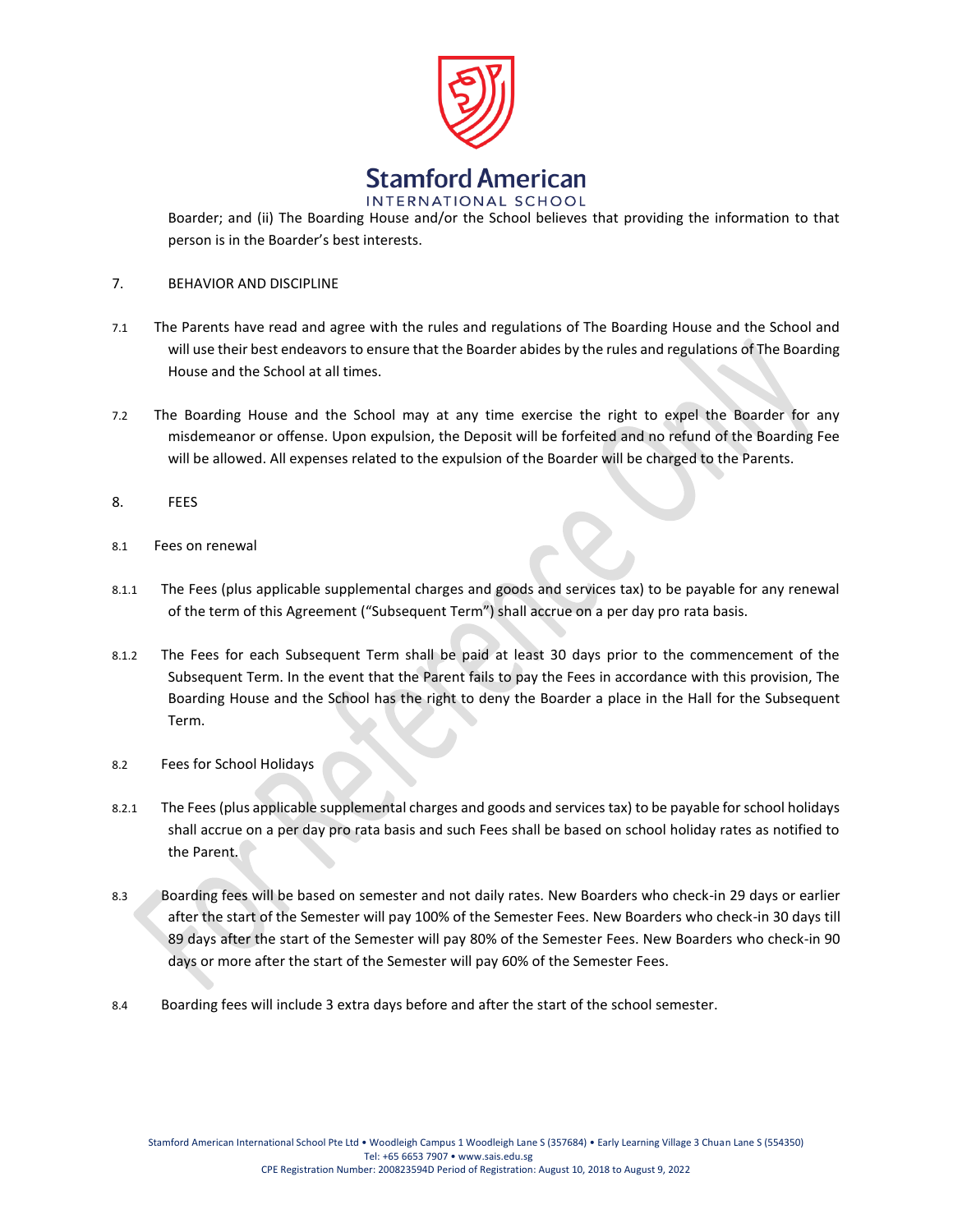Boarder; and (ii) The Boarding House and/or the School believes that providing the information to that person is in the Boarder's best interests.

## 7. BEHAVIOR AND DISCIPLINE

7.1 The Parents have read and agree with the rules and regulations of The Boarding House and the School and will use their best endeavors to ensure that the Boarder abides by the rules and regulations of The Boarding House and the School at all times.

7.2 The Boarding House and the School may at any time exercise the right to expel the Boarder for any misdemeanor or offense. Upon expulsion, the Deposit will be forfeited and no refund of the Boarding Fee will be allowed. All expenses related to the expulsion of the Boarder will be charged to the Parents.

## 8. FEES

8.1 Fees on renewal

8.1.1 The Fees (plus applicable supplemental charges and goods and services tax) to be payable for any renewal of the term of this Agreement ("Subsequent Term") shall accrue on a per day pro rata basis.

8.1.2 The Fees for each Subsequent Term shall be paid at least 30 days prior to the commencement of the Subsequent Term. In the event that the Parent fails to pay the Fees in accordance with this provision, The Boarding House and the School has the right to deny the Boarder a place in the Hall for the Subsequent Term.

8.2 Fees for School Holidays

8.2.1 The Fees (plus applicable supplemental charges and goods and services tax) to be payable for school holidays shall accrue on a per day pro rata basis and such Fees shall be based on school holiday rates as notified to the Parent.

8.3 Boarding fees will be based on semester and not daily rates. New Boarders who check-in 29 days or earlier after the start of the Semester will pay 100% of the Semester Fees. New Boarders who check-in 30 days till 89 days after the start of the Semester will pay 80% of the Semester Fees. New Boarders who check-in 90 days or more after the start of the Semester will pay 60% of the Semester Fees.

8.4 Boarding fees will include 3 extra days before and after the start of the school semester.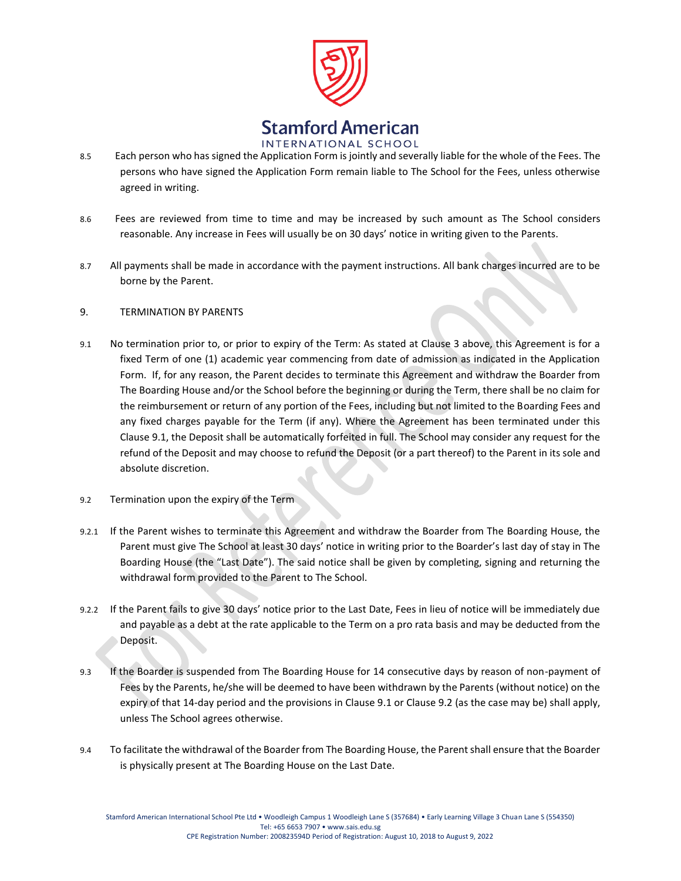8.5 Each person who has signed the Application Form is jointly and severally liable for the whole of the Fees. The persons who have signed the Application Form remain liable to The School for the Fees, unless otherwise agreed in writing.

8.6 Fees are reviewed from time to time and may be increased by such amount as The School considers reasonable. Any increase in Fees will usually be on 30 days' notice in writing given to the Parents.

8.7 All payments shall be made in accordance with the payment instructions. All bank charges incurred are to be borne by the Parent.

## 9. TERMINATION BY PARENTS

9.1 No termination prior to, or prior to expiry of the Term: As stated at Clause 3 above, this Agreement is for a fixed Term of one (1) academic year commencing from date of admission as indicated in the Application Form. If, for any reason, the Parent decides to terminate this Agreement and withdraw the Boarder from The Boarding House and/or the School before the beginning or during the Term, there shall be no claim for the reimbursement or return of any portion of the Fees, including but not limited to the Boarding Fees and any fixed charges payable for the Term (if any). Where the Agreement has been terminated under this Clause 9.1, the Deposit shall be automatically forfeited in full. The School may consider any request for the refund of the Deposit and may choose to refund the Deposit (or a part thereof) to the Parent in its sole and absolute discretion.

9.2 Termination upon the expiry of the Term

9.2.1 If the Parent wishes to terminate this Agreement and withdraw the Boarder from The Boarding House, the Parent must give The School at least 30 days' notice in writing prior to the Boarder's last day of stay in The Boarding House (the "Last Date"). The said notice shall be given by completing, signing and returning the withdrawal form provided to the Parent to The School.

9.2.2 If the Parent fails to give 30 days' notice prior to the Last Date, Fees in lieu of notice will be immediately due and payable as a debt at the rate applicable to the Term on a pro rata basis and may be deducted from the Deposit.

9.3 If the Boarder is suspended from The Boarding House for 14 consecutive days by reason of non-payment of Fees by the Parents, he/she will be deemed to have been withdrawn by the Parents (without notice) on the expiry of that 14-day period and the provisions in Clause 9.1 or Clause 9.2 (as the case may be) shall apply, unless The School agrees otherwise.

9.4 To facilitate the withdrawal of the Boarder from The Boarding House, the Parent shall ensure that the Boarder is physically present at The Boarding House on the Last Date.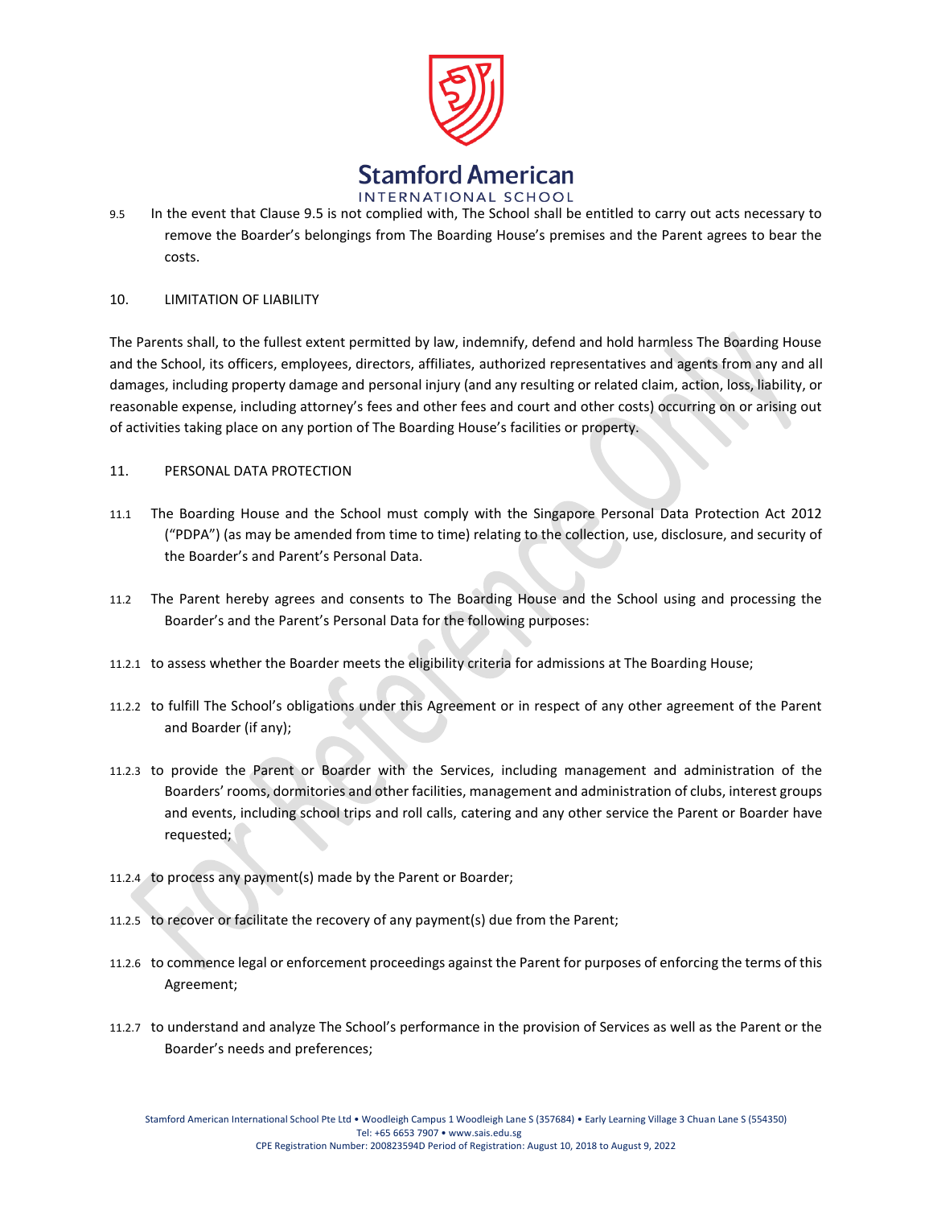9.5 In the event that Clause 9.5 is not complied with, The School shall be entitled to carry out acts necessary to remove the Boarder's belongings from The Boarding House's premises and the Parent agrees to bear the costs.

## 10. LIMITATION OF LIABILITY

The Parents shall, to the fullest extent permitted by law, indemnify, defend and hold harmless The Boarding House and the School, its officers, employees, directors, affiliates, authorized representatives and agents from any and all damages, including property damage and personal injury (and any resulting or related claim, action, loss, liability, or reasonable expense, including attorney's fees and other fees and court and other costs) occurring on or arising out of activities taking place on any portion of The Boarding House's facilities or property.

## 11. PERSONAL DATA PROTECTION

11.1 The Boarding House and the School must comply with the Singapore Personal Data Protection Act 2012 ("PDPA") (as may be amended from time to time) relating to the collection, use, disclosure, and security of the Boarder's and Parent's Personal Data.

11.2 The Parent hereby agrees and consents to The Boarding House and the School using and processing the Boarder's and the Parent's Personal Data for the following purposes:

11.2.1 to assess whether the Boarder meets the eligibility criteria for admissions at The Boarding House;

11.2.2 to fulfill The School's obligations under this Agreement or in respect of any other agreement of the Parent and Boarder (if any);

11.2.3 to provide the Parent or Boarder with the Services, including management and administration of the Boarders' rooms, dormitories and other facilities, management and administration of clubs, interest groups and events, including school trips and roll calls, catering and any other service the Parent or Boarder have requested;

11.2.4 to process any payment(s) made by the Parent or Boarder;

11.2.5 to recover or facilitate the recovery of any payment(s) due from the Parent;

11.2.6 to commence legal or enforcement proceedings against the Parent for purposes of enforcing the terms of this Agreement;

11.2.7 to understand and analyze The School's performance in the provision of Services as well as the Parent or the Boarder's needs and preferences;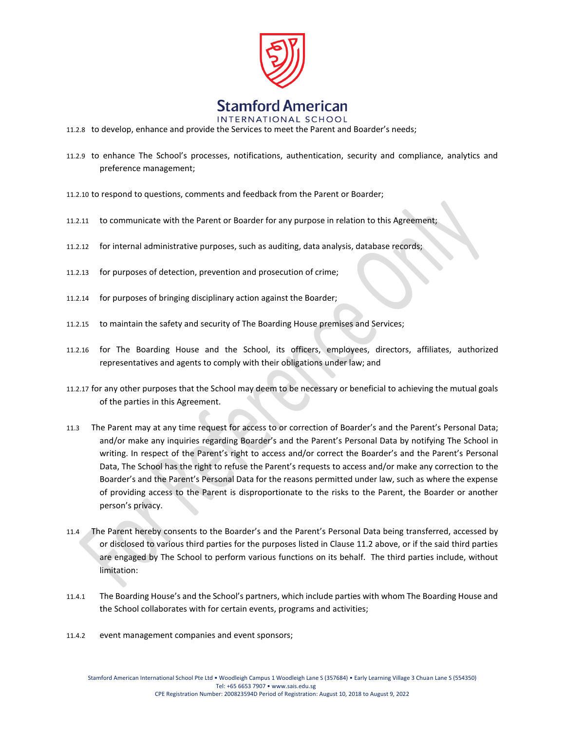11.2.8 to develop, enhance and provide the Services to meet the Parent and Boarder's needs;

11.2.9 to enhance The School's processes, notifications, authentication, security and compliance, analytics and preference management;

11.2.10 to respond to questions, comments and feedback from the Parent or Boarder;

11.2.11 to communicate with the Parent or Boarder for any purpose in relation to this Agreement;

11.2.12 for internal administrative purposes, such as auditing, data analysis, database records;

11.2.13 for purposes of detection, prevention and prosecution of crime;

11.2.14 for purposes of bringing disciplinary action against the Boarder;

11.2.15 to maintain the safety and security of The Boarding House premises and Services;

11.2.16 for The Boarding House and the School, its officers, employees, directors, affiliates, authorized representatives and agents to comply with their obligations under law; and

11.2.17 for any other purposes that the School may deem to be necessary or beneficial to achieving the mutual goals of the parties in this Agreement.

11.3 The Parent may at any time request for access to or correction of Boarder's and the Parent's Personal Data; and/or make any inquiries regarding Boarder's and the Parent's Personal Data by notifying The School in writing. In respect of the Parent's right to access and/or correct the Boarder's and the Parent's Personal Data, The School has the right to refuse the Parent's requests to access and/or make any correction to the Boarder's and the Parent's Personal Data for the reasons permitted under law, such as where the expense of providing access to the Parent is disproportionate to the risks to the Parent, the Boarder or another person's privacy.

11.4 The Parent hereby consents to the Boarder's and the Parent's Personal Data being transferred, accessed by or disclosed to various third parties for the purposes listed in Clause 11.2 above, or if the said third parties are engaged by The School to perform various functions on its behalf. The third parties include, without limitation:

11.4.1 The Boarding House's and the School's partners, which include parties with whom The Boarding House and the School collaborates with for certain events, programs and activities;

11.4.2 event management companies and event sponsors;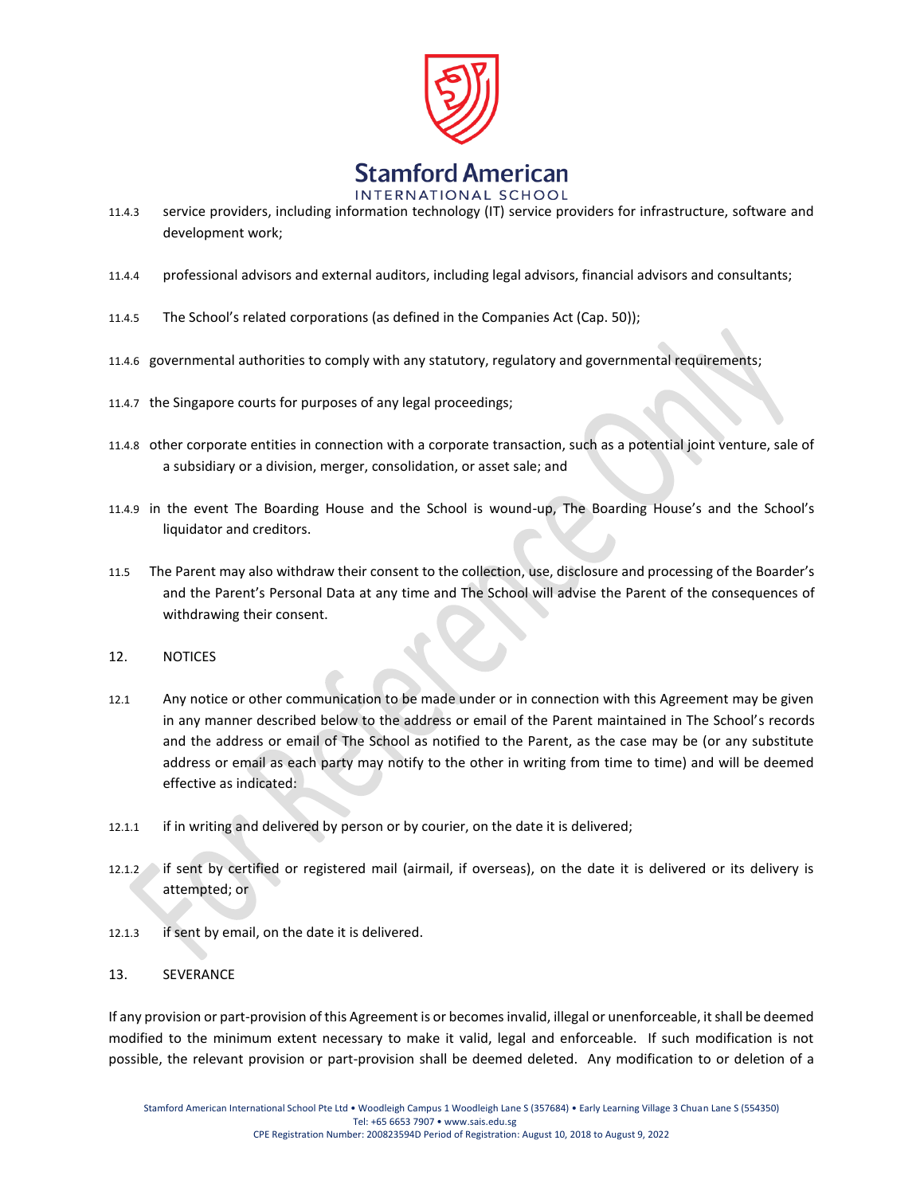11.4.3 service providers, including information technology (IT) service providers for infrastructure, software and development work;

11.4.4 professional advisors and external auditors, including legal advisors, financial advisors and consultants;

11.4.5 The School's related corporations (as defined in the Companies Act (Cap. 50));

11.4.6 governmental authorities to comply with any statutory, regulatory and governmental requirements;

11.4.7 the Singapore courts for purposes of any legal proceedings;

11.4.8 other corporate entities in connection with a corporate transaction, such as a potential joint venture, sale of a subsidiary or a division, merger, consolidation, or asset sale; and

11.4.9 in the event The Boarding House and the School is wound-up, The Boarding House's and the School's liquidator and creditors.

11.5 The Parent may also withdraw their consent to the collection, use, disclosure and processing of the Boarder's and the Parent's Personal Data at any time and The School will advise the Parent of the consequences of withdrawing their consent.

## 12. NOTICES

12.1 Any notice or other communication to be made under or in connection with this Agreement may be given in any manner described below to the address or email of the Parent maintained in The School's records and the address or email of The School as notified to the Parent, as the case may be (or any substitute address or email as each party may notify to the other in writing from time to time) and will be deemed effective as indicated:

12.1.1 if in writing and delivered by person or by courier, on the date it is delivered;

12.1.2 if sent by certified or registered mail (airmail, if overseas), on the date it is delivered or its delivery is attempted; or

12.1.3 if sent by email, on the date it is delivered.

## 13. SEVERANCE

If any provision or part-provision of this Agreement is or becomes invalid, illegal or unenforceable, it shall be deemed modified to the minimum extent necessary to make it valid, legal and enforceable. If such modification is not possible, the relevant provision or part-provision shall be deemed deleted. Any modification to or deletion of a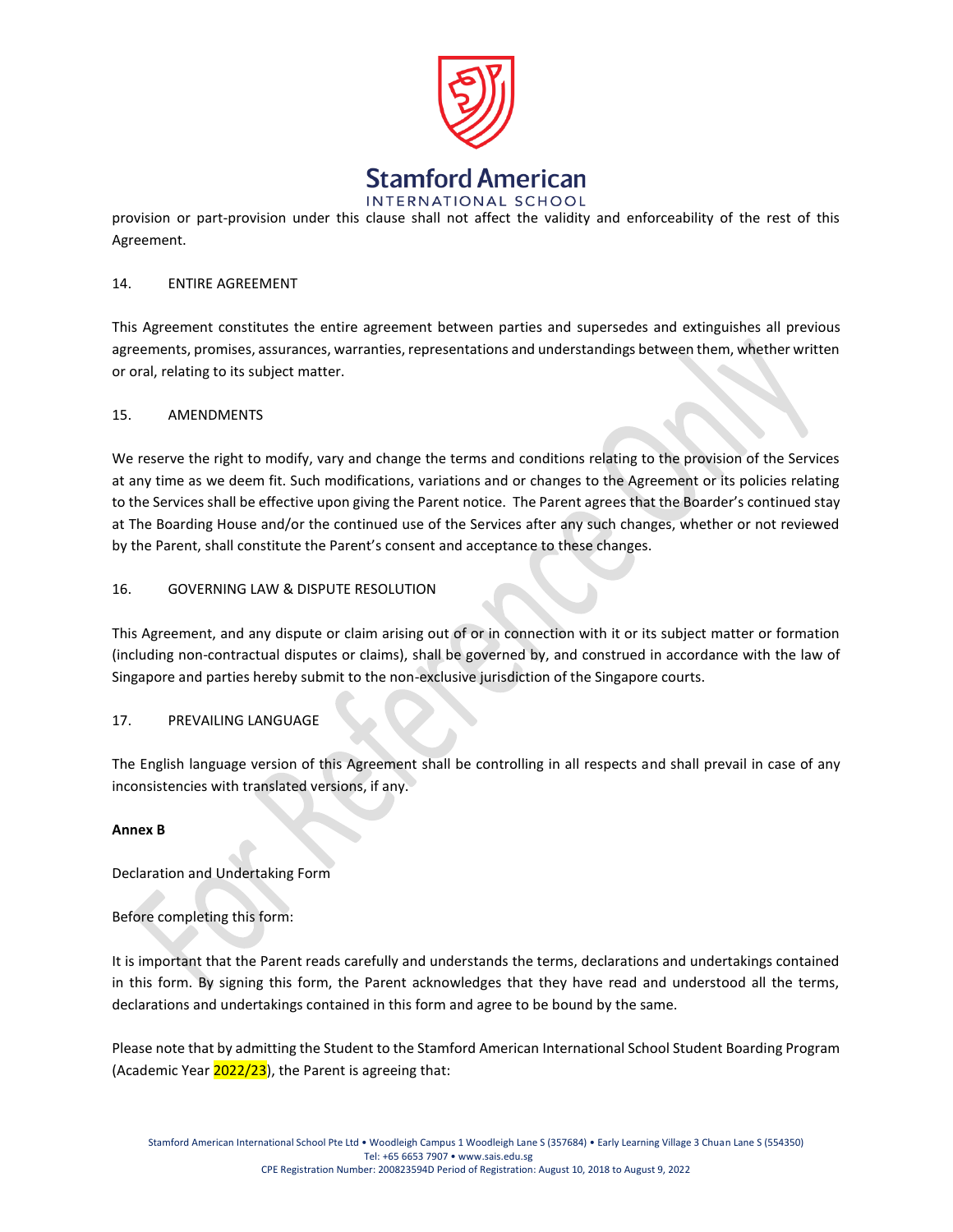provision or part-provision under this clause shall not affect the validity and enforceability of the rest of this Agreement.

14. ENTIRE AGREEMENT

This Agreement constitutes the entire agreement between parties and supersedes and extinguishes all previous agreements, promises, assurances, warranties, representations and understandings between them, whether written or oral, relating to its subject matter.

15. AMENDMENTS

We reserve the right to modify, vary and change the terms and conditions relating to the provision of the Services at any time as we deem fit. Such modifications, variations and or changes to the Agreement or its policies relating to the Services shall be effective upon giving the Parent notice. The Parent agrees that the Boarder's continued stay at The Boarding House and/or the continued use of the Services after any such changes, whether or not reviewed by the Parent, shall constitute the Parent's consent and acceptance to these changes.

16. GOVERNING LAW & DISPUTE RESOLUTION

This Agreement, and any dispute or claim arising out of or in connection with it or its subject matter or formation (including non-contractual disputes or claims), shall be governed by, and construed in accordance with the law of Singapore and parties hereby submit to the non-exclusive jurisdiction of the Singapore courts.

17. PREVAILING LANGUAGE

The English language version of this Agreement shall be controlling in all respects and shall prevail in case of any inconsistencies with translated versions, if any.

**Annex B**

Declaration and Undertaking Form

Before completing this form:

It is important that the Parent reads carefully and understands the terms, declarations and undertakings contained in this form. By signing this form, the Parent acknowledges that they have read and understood all the terms, declarations and undertakings contained in this form and agree to be bound by the same.

Please note that by admitting the Student to the Stamford American International School Student Boarding Program (Academic Year 2022/23), the Parent is agreeing that: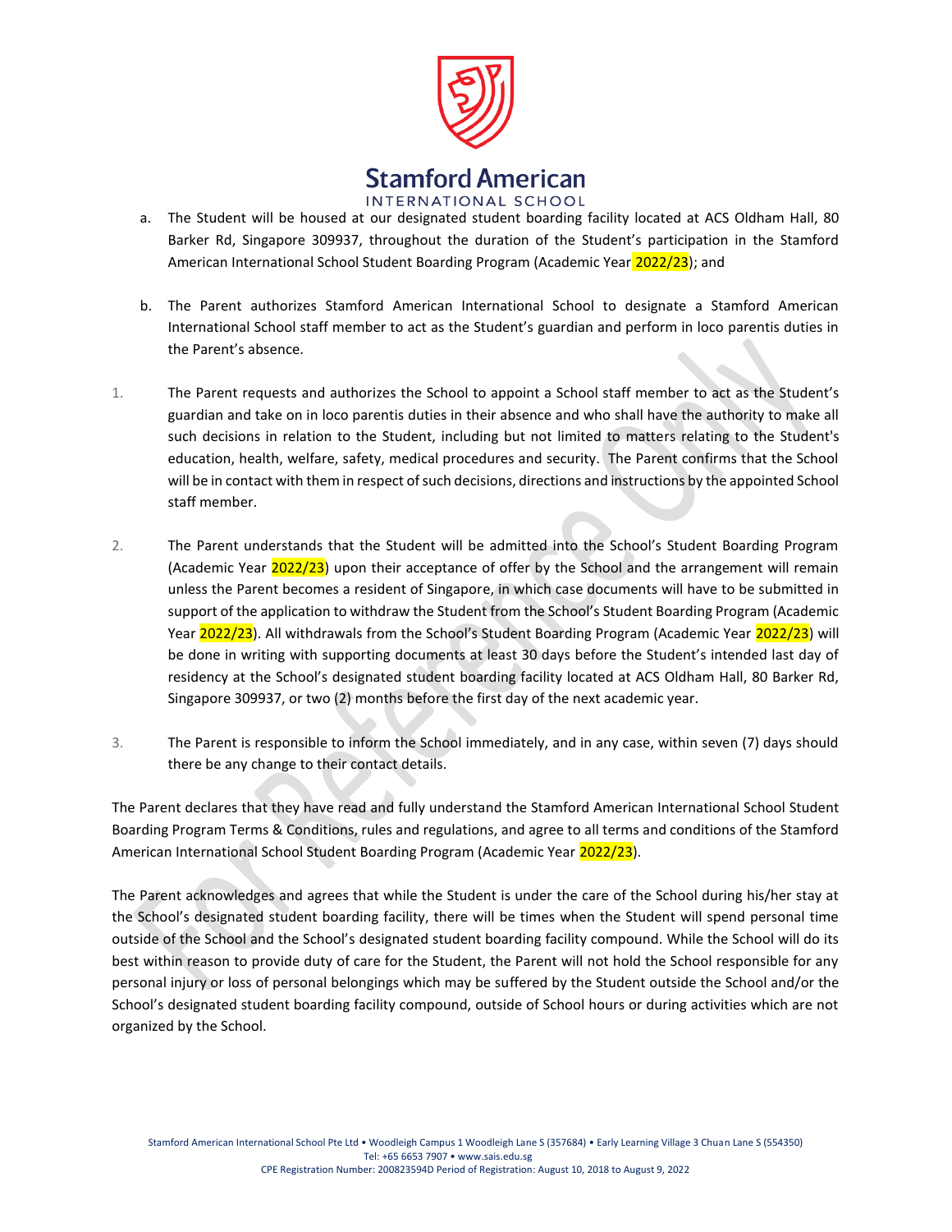a. The Student will be housed at our designated student boarding facility located at ACS Oldham Hall, 80 Barker Rd, Singapore 309937, throughout the duration of the Student's participation in the Stamford American International School Student Boarding Program (Academic Year 2022/23); and

b. The Parent authorizes Stamford American International School to designate a Stamford American International School staff member to act as the Student's guardian and perform in loco parentis duties in the Parent's absence.

1. The Parent requests and authorizes the School to appoint a School staff member to act as the Student's guardian and take on in loco parentis duties in their absence and who shall have the authority to make all such decisions in relation to the Student, including but not limited to matters relating to the Student's education, health, welfare, safety, medical procedures and security. The Parent confirms that the School will be in contact with them in respect of such decisions, directions and instructions by the appointed School staff member.

2. The Parent understands that the Student will be admitted into the School's Student Boarding Program (Academic Year 2022/23) upon their acceptance of offer by the School and the arrangement will remain unless the Parent becomes a resident of Singapore, in which case documents will have to be submitted in support of the application to withdraw the Student from the School's Student Boarding Program (Academic Year 2022/23). All withdrawals from the School's Student Boarding Program (Academic Year 2022/23) will be done in writing with supporting documents at least 30 days before the Student's intended last day of residency at the School's designated student boarding facility located at ACS Oldham Hall, 80 Barker Rd, Singapore 309937, or two (2) months before the first day of the next academic year.

3. The Parent is responsible to inform the School immediately, and in any case, within seven (7) days should there be any change to their contact details.

The Parent declares that they have read and fully understand the Stamford American International School Student Boarding Program Terms & Conditions, rules and regulations, and agree to all terms and conditions of the Stamford American International School Student Boarding Program (Academic Year 2022/23).

The Parent acknowledges and agrees that while the Student is under the care of the School during his/her stay at the School's designated student boarding facility, there will be times when the Student will spend personal time outside of the School and the School's designated student boarding facility compound. While the School will do its best within reason to provide duty of care for the Student, the Parent will not hold the School responsible for any personal injury or loss of personal belongings which may be suffered by the Student outside the School and/or the School's designated student boarding facility compound, outside of School hours or during activities which are not organized by the School.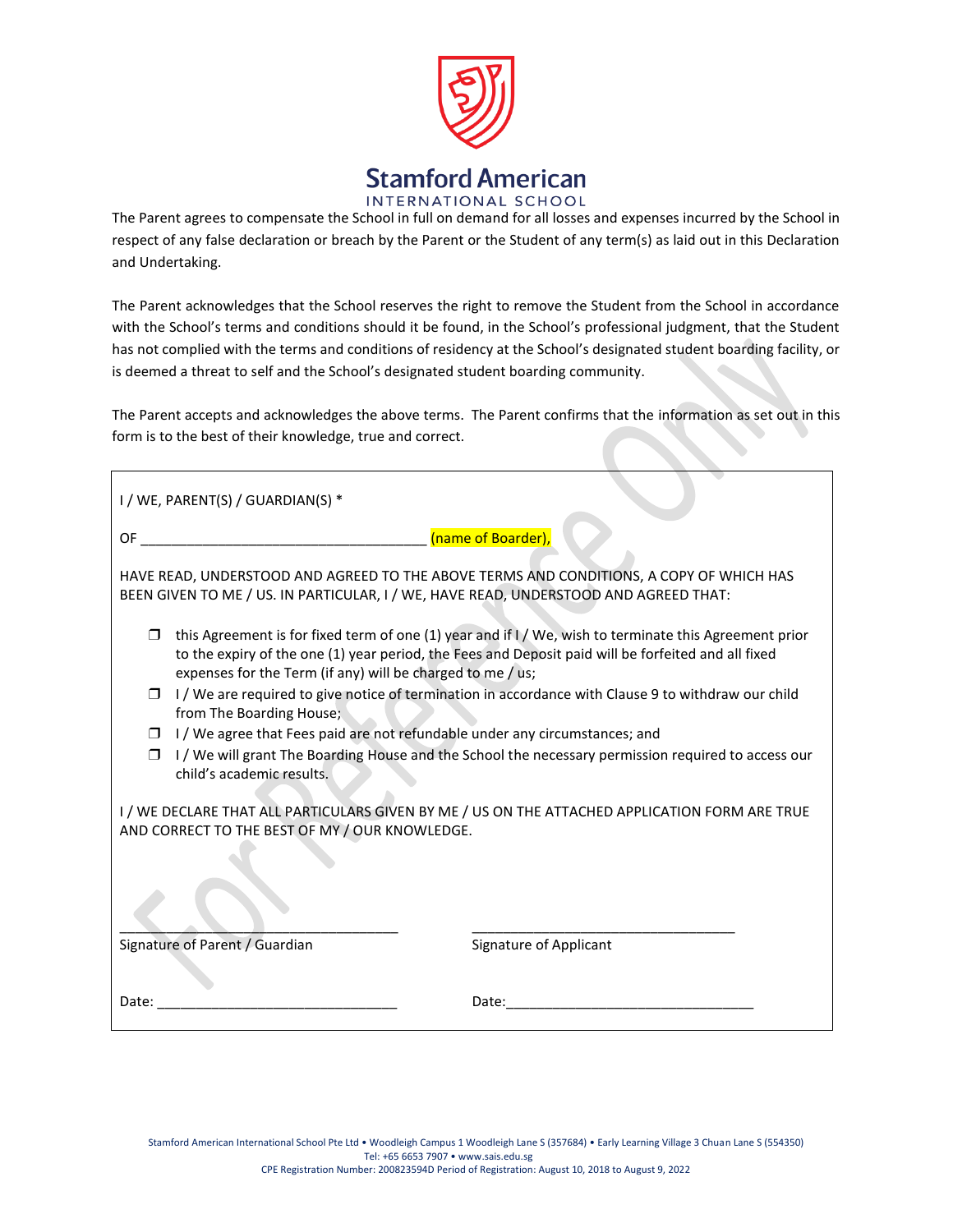The Parent agrees to compensate the School in full on demand for all losses and expenses incurred by the School in respect of any false declaration or breach by the Parent or the Student of any term(s) as laid out in this Declaration and Undertaking.

The Parent acknowledges that the School reserves the right to remove the Student from the School in accordance with the School's terms and conditions should it be found, in the School's professional judgment, that the Student has not complied with the terms and conditions of residency at the School's designated student boarding facility, or is deemed a threat to self and the School's designated student boarding community.

The Parent accepts and acknowledges the above terms. The Parent confirms that the information as set out in this form is to the best of their knowledge, true and correct.

I / WE, PARENT(S) / GUARDIAN(S) *

OF ____________________________________ (name of Boarder),

HAVE READ, UNDERSTOOD AND AGREED TO THE ABOVE TERMS AND CONDITIONS, A COPY OF WHICH HAS BEEN GIVEN TO ME / US. IN PARTICULAR, I / WE, HAVE READ, UNDERSTOOD AND AGREED THAT:

- ☐ this Agreement is for fixed term of one (1) year and if I / We, wish to terminate this Agreement prior to the expiry of the one (1) year period, the Fees and Deposit paid will be forfeited and all fixed expenses for the Term (if any) will be charged to me / us;
- ☐ I / We are required to give notice of termination in accordance with Clause 9 to withdraw our child from The Boarding House;
- ☐ I / We agree that Fees paid are not refundable under any circumstances; and
- ☐ I / We will grant The Boarding House and the School the necessary permission required to access our child's academic results.

I / WE DECLARE THAT ALL PARTICULARS GIVEN BY ME / US ON THE ATTACHED APPLICATION FORM ARE TRUE AND CORRECT TO THE BEST OF MY / OUR KNOWLEDGE.

| ____________________________________ | ____________________________________ |
|---|---|
| Signature of Parent / Guardian | Signature of Applicant |
| Date: ______________________________ | Date: ______________________________ |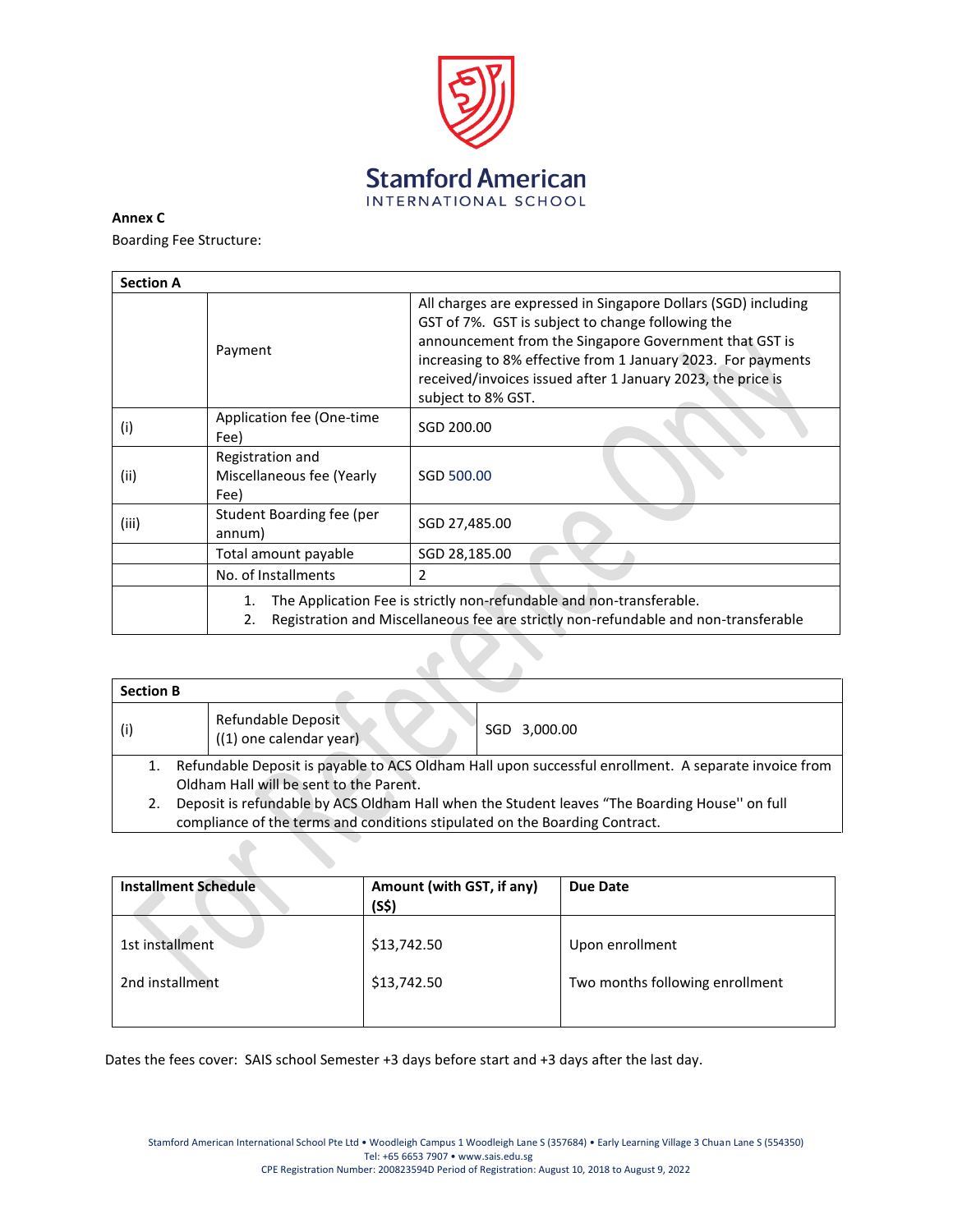**Annex C**

Boarding Fee Structure:

| Section A | | |
|---|---|---|
| | Payment | All charges are expressed in Singapore Dollars (SGD) including GST of 7%. GST is subject to change following the announcement from the Singapore Government that GST is increasing to 8% effective from 1 January 2023. For payments received/invoices issued after 1 January 2023, the price is subject to 8% GST. |
| (i) | Application fee (One-time Fee) | SGD 200.00 |
| (ii) | Registration and Miscellaneous fee (Yearly Fee) | SGD 500.00 |
| (iii) | Student Boarding fee (per annum) | SGD 27,485.00 |
| | Total amount payable | SGD 28,185.00 |
| | No. of Installments | 2 |
| | 1. The Application Fee is strictly non-refundable and non-transferable.<br>2. Registration and Miscellaneous fee are strictly non-refundable and non-transferable | |

| Section B | | |
|---|---|---|
| (i) | Refundable Deposit ((1) one calendar year) | SGD 3,000.00 |

1. Refundable Deposit is payable to ACS Oldham Hall upon successful enrollment. A separate invoice from Oldham Hall will be sent to the Parent.
2. Deposit is refundable by ACS Oldham Hall when the Student leaves "The Boarding House'' on full compliance of the terms and conditions stipulated on the Boarding Contract.

| Installment Schedule | Amount (with GST, if any) (S$) | Due Date |
|---|---|---|
| 1st installment | $13,742.50 | Upon enrollment |
| 2nd installment | $13,742.50 | Two months following enrollment |

Dates the fees cover: SAIS school Semester +3 days before start and +3 days after the last day.

Stamford American International School Pte Ltd • Woodleigh Campus 1 Woodleigh Lane S (357684) • Early Learning Village 3 Chuan Lane S (554350)
Tel: +65 6653 7907 • www.sais.edu.sg
CPE Registration Number: 200823594D Period of Registration: August 10, 2018 to August 9, 2022